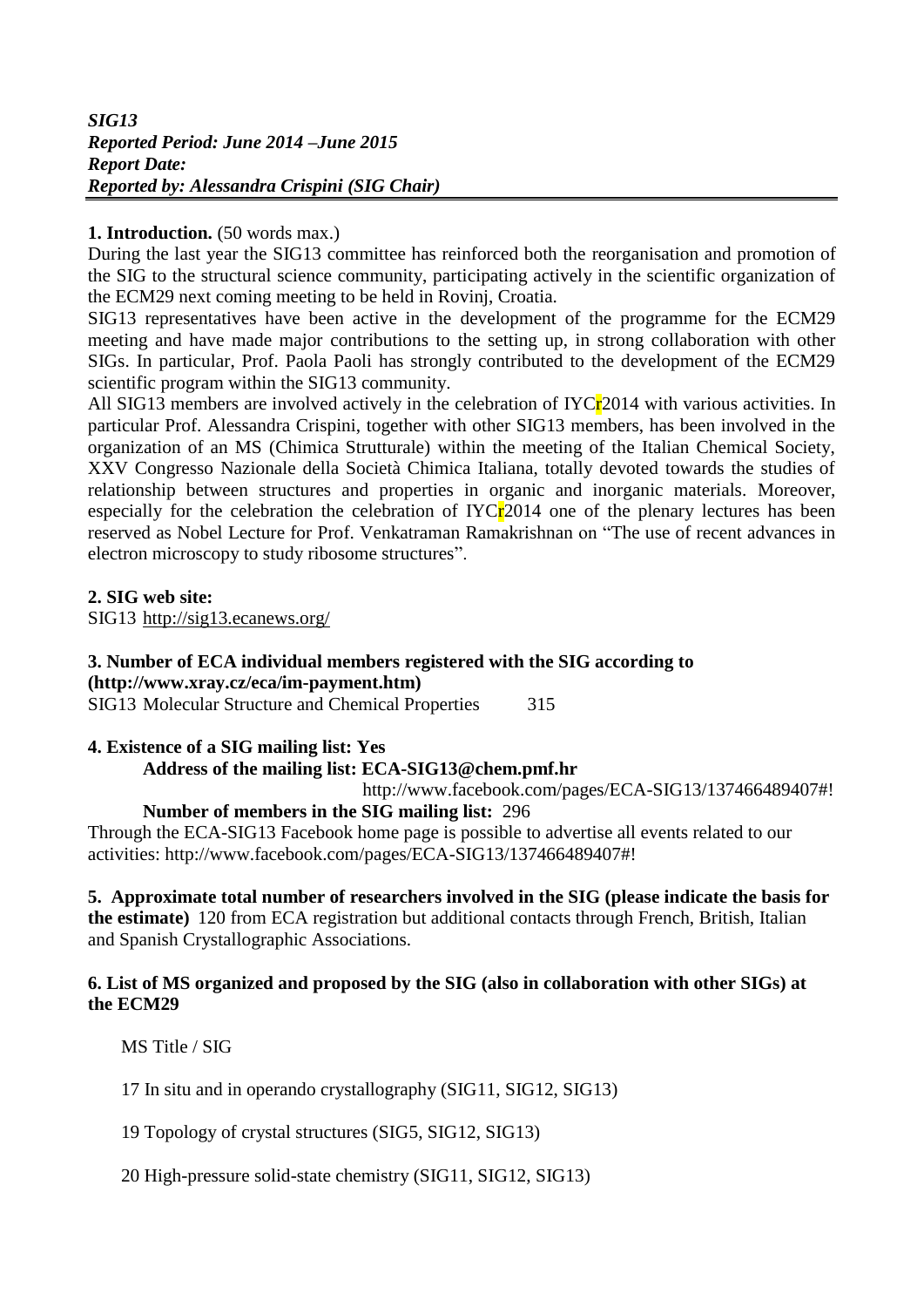***SIG13***
***Reported Period: June 2014 –June 2015***
***Report Date:***
***Reported by: Alessandra Crispini (SIG Chair)***

**1. Introduction.** (50 words max.)

During the last year the SIG13 committee has reinforced both the reorganisation and promotion of the SIG to the structural science community, participating actively in the scientific organization of the ECM29 next coming meeting to be held in Rovinj, Croatia.

SIG13 representatives have been active in the development of the programme for the ECM29 meeting and have made major contributions to the setting up, in strong collaboration with other SIGs. In particular, Prof. Paola Paoli has strongly contributed to the development of the ECM29 scientific program within the SIG13 community.

All SIG13 members are involved actively in the celebration of IYCr2014 with various activities. In particular Prof. Alessandra Crispini, together with other SIG13 members, has been involved in the organization of an MS (Chimica Strutturale) within the meeting of the Italian Chemical Society, XXV Congresso Nazionale della Società Chimica Italiana, totally devoted towards the studies of relationship between structures and properties in organic and inorganic materials. Moreover, especially for the celebration the celebration of IYCr2014 one of the plenary lectures has been reserved as Nobel Lecture for Prof. Venkatraman Ramakrishnan on "The use of recent advances in electron microscopy to study ribosome structures".

**2. SIG web site:**

SIG13 http://sig13.ecanews.org/

**3. Number of ECA individual members registered with the SIG according to (http://www.xray.cz/eca/im-payment.htm)**

SIG13 Molecular Structure and Chemical Properties 315

**4. Existence of a SIG mailing list: Yes**

**Address of the mailing list: ECA-SIG13@chem.pmf.hr**

http://www.facebook.com/pages/ECA-SIG13/137466489407#!

**Number of members in the SIG mailing list:** 296

Through the ECA-SIG13 Facebook home page is possible to advertise all events related to our activities: http://www.facebook.com/pages/ECA-SIG13/137466489407#!

**5. Approximate total number of researchers involved in the SIG (please indicate the basis for the estimate)** 120 from ECA registration but additional contacts through French, British, Italian and Spanish Crystallographic Associations.

**6. List of MS organized and proposed by the SIG (also in collaboration with other SIGs) at the ECM29**

MS Title / SIG

17 In situ and in operando crystallography (SIG11, SIG12, SIG13)

19 Topology of crystal structures (SIG5, SIG12, SIG13)

20 High-pressure solid-state chemistry (SIG11, SIG12, SIG13)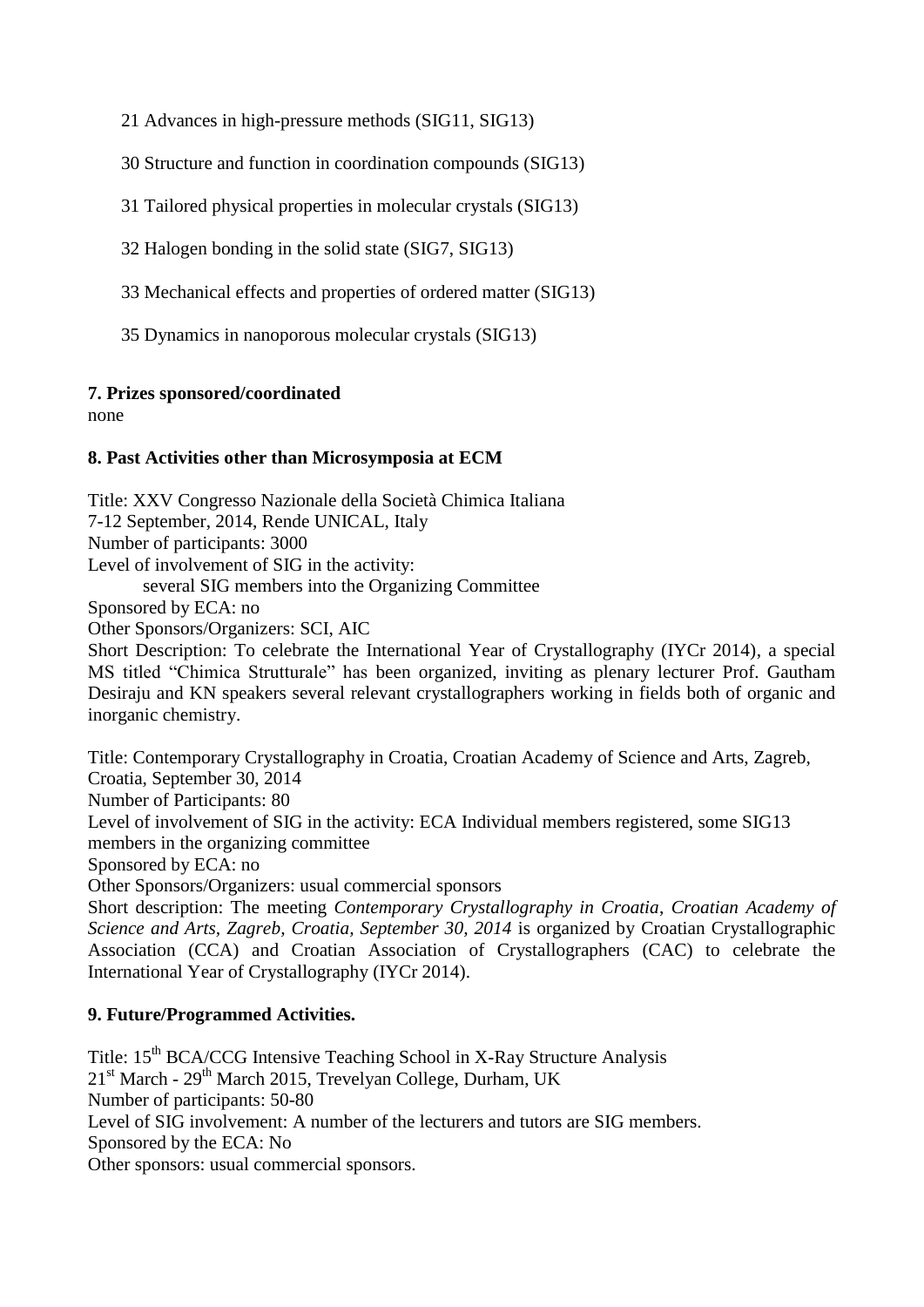21 Advances in high-pressure methods (SIG11, SIG13)

30 Structure and function in coordination compounds (SIG13)

31 Tailored physical properties in molecular crystals (SIG13)

32 Halogen bonding in the solid state (SIG7, SIG13)

33 Mechanical effects and properties of ordered matter (SIG13)

35 Dynamics in nanoporous molecular crystals (SIG13)

**7. Prizes sponsored/coordinated**

none

**8. Past Activities other than Microsymposia at ECM**

Title: XXV Congresso Nazionale della Società Chimica Italiana
7-12 September, 2014, Rende UNICAL, Italy
Number of participants: 3000
Level of involvement of SIG in the activity:
several SIG members into the Organizing Committee
Sponsored by ECA: no
Other Sponsors/Organizers: SCI, AIC
Short Description: To celebrate the International Year of Crystallography (IYCr 2014), a special MS titled "Chimica Strutturale" has been organized, inviting as plenary lecturer Prof. Gautham Desiraju and KN speakers several relevant crystallographers working in fields both of organic and inorganic chemistry.

Title: Contemporary Crystallography in Croatia, Croatian Academy of Science and Arts, Zagreb, Croatia, September 30, 2014
Number of Participants: 80
Level of involvement of SIG in the activity: ECA Individual members registered, some SIG13 members in the organizing committee
Sponsored by ECA: no
Other Sponsors/Organizers: usual commercial sponsors
Short description: The meeting *Contemporary Crystallography in Croatia*, *Croatian Academy of Science and Arts, Zagreb, Croatia, September 30, 2014* is organized by Croatian Crystallographic Association (CCA) and Croatian Association of Crystallographers (CAC) to celebrate the International Year of Crystallography (IYCr 2014).

**9. Future/Programmed Activities.**

Title: 15th BCA/CCG Intensive Teaching School in X-Ray Structure Analysis
21st March - 29th March 2015, Trevelyan College, Durham, UK
Number of participants: 50-80
Level of SIG involvement: A number of the lecturers and tutors are SIG members.
Sponsored by the ECA: No
Other sponsors: usual commercial sponsors.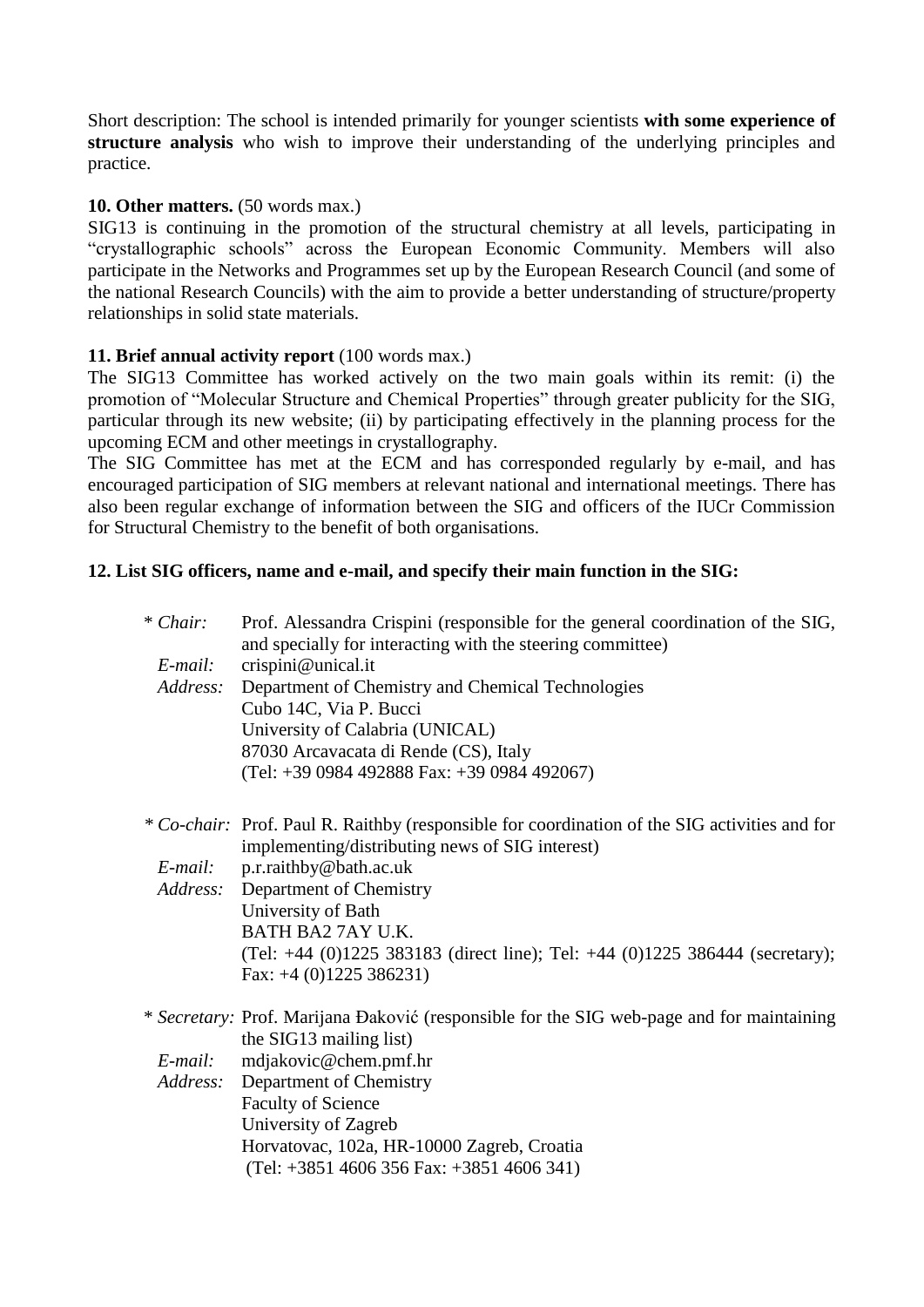Short description: The school is intended primarily for younger scientists **with some experience of structure analysis** who wish to improve their understanding of the underlying principles and practice.

**10. Other matters.** (50 words max.)

SIG13 is continuing in the promotion of the structural chemistry at all levels, participating in "crystallographic schools" across the European Economic Community. Members will also participate in the Networks and Programmes set up by the European Research Council (and some of the national Research Councils) with the aim to provide a better understanding of structure/property relationships in solid state materials.

**11. Brief annual activity report** (100 words max.)

The SIG13 Committee has worked actively on the two main goals within its remit: (i) the promotion of "Molecular Structure and Chemical Properties" through greater publicity for the SIG, particular through its new website; (ii) by participating effectively in the planning process for the upcoming ECM and other meetings in crystallography.

The SIG Committee has met at the ECM and has corresponded regularly by e-mail, and has encouraged participation of SIG members at relevant national and international meetings. There has also been regular exchange of information between the SIG and officers of the IUCr Commission for Structural Chemistry to the benefit of both organisations.

**12. List SIG officers, name and e-mail, and specify their main function in the SIG:**

\* *Chair:* Prof. Alessandra Crispini (responsible for the general coordination of the SIG, and specially for interacting with the steering committee)
*E-mail:* crispini@unical.it
*Address:* Department of Chemistry and Chemical Technologies
Cubo 14C, Via P. Bucci
University of Calabria (UNICAL)
87030 Arcavacata di Rende (CS), Italy
(Tel: +39 0984 492888 Fax: +39 0984 492067)

\* *Co-chair:* Prof. Paul R. Raithby (responsible for coordination of the SIG activities and for implementing/distributing news of SIG interest)
*E-mail:* p.r.raithby@bath.ac.uk
*Address:* Department of Chemistry
University of Bath
BATH BA2 7AY U.K.
(Tel: +44 (0)1225 383183 (direct line); Tel: +44 (0)1225 386444 (secretary); Fax: +4 (0)1225 386231)

\* *Secretary:* Prof. Marijana Đaković (responsible for the SIG web-page and for maintaining the SIG13 mailing list)
*E-mail:* mdjakovic@chem.pmf.hr
*Address:* Department of Chemistry
Faculty of Science
University of Zagreb
Horvatovac, 102a, HR-10000 Zagreb, Croatia
(Tel: +3851 4606 356 Fax: +3851 4606 341)